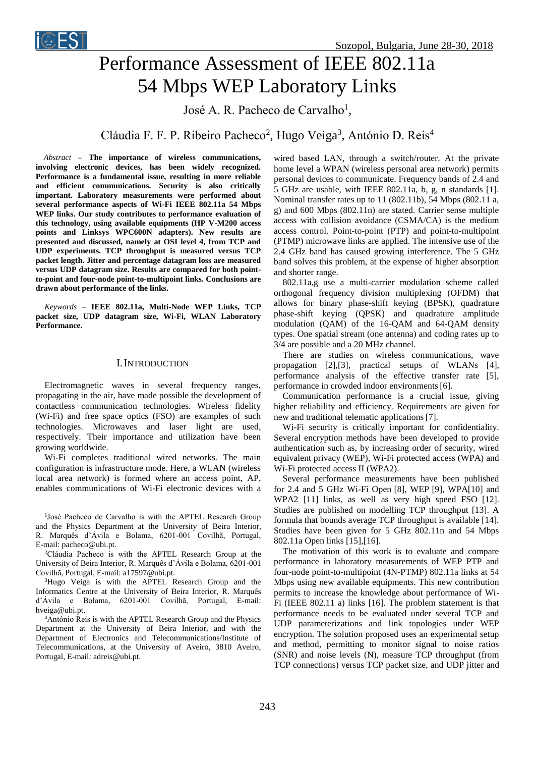# Performance Assessment of IEEE 802.11a 54 Mbps WEP Laboratory Links

José A. R. Pacheco de Carvalho[1],

Cláudia F. F. P. Ribeiro Pacheco[2], Hugo Veiga[3], António D. Reis[4]

*Abstract* – **The importance of wireless communications, involving electronic devices, has been widely recognized. Performance is a fundamental issue, resulting in more reliable and efficient communications. Security is also critically important. Laboratory measurements were performed about several performance aspects of Wi-Fi IEEE 802.11a 54 Mbps WEP links. Our study contributes to performance evaluation of this technology, using available equipments (HP V-M200 access points and Linksys WPC600N adapters). New results are presented and discussed, namely at OSI level 4, from TCP and UDP experiments. TCP throughput is measured versus TCP packet length. Jitter and percentage datagram loss are measured versus UDP datagram size. Results are compared for both point-to-point and four-node point-to-multipoint links. Conclusions are drawn about performance of the links.**

*Keywords* – **IEEE 802.11a, Multi-Node WEP Links, TCP packet size, UDP datagram size, Wi-Fi, WLAN Laboratory Performance.**

## I. Introduction

Electromagnetic waves in several frequency ranges, propagating in the air, have made possible the development of contactless communication technologies. Wireless fidelity (Wi-Fi) and free space optics (FSO) are examples of such technologies. Microwaves and laser light are used, respectively. Their importance and utilization have been growing worldwide.

Wi-Fi completes traditional wired networks. The main configuration is infrastructure mode. Here, a WLAN (wireless local area network) is formed where an access point, AP, enables communications of Wi-Fi electronic devices with a wired based LAN, through a switch/router. At the private home level a WPAN (wireless personal area network) permits personal devices to communicate. Frequency bands of 2.4 and 5 GHz are usable, with IEEE 802.11a, b, g, n standards [1]. Nominal transfer rates up to 11 (802.11b), 54 Mbps (802.11 a, g) and 600 Mbps (802.11n) are stated. Carrier sense multiple access with collision avoidance (CSMA/CA) is the medium access control. Point-to-point (PTP) and point-to-multipoint (PTMP) microwave links are applied. The intensive use of the 2.4 GHz band has caused growing interference. The 5 GHz band solves this problem, at the expense of higher absorption and shorter range.

802.11a,g use a multi-carrier modulation scheme called orthogonal frequency division multiplexing (OFDM) that allows for binary phase-shift keying (BPSK), quadrature phase-shift keying (QPSK) and quadrature amplitude modulation (QAM) of the 16-QAM and 64-QAM density types. One spatial stream (one antenna) and coding rates up to 3/4 are possible and a 20 MHz channel.

There are studies on wireless communications, wave propagation [2],[3], practical setups of WLANs [4], performance analysis of the effective transfer rate [5], performance in crowded indoor environments [6].

Communication performance is a crucial issue, giving higher reliability and efficiency. Requirements are given for new and traditional telematic applications [7].

Wi-Fi security is critically important for confidentiality. Several encryption methods have been developed to provide authentication such as, by increasing order of security, wired equivalent privacy (WEP), Wi-Fi protected access (WPA) and Wi-Fi protected access II (WPA2).

Several performance measurements have been published for 2.4 and 5 GHz Wi-Fi Open [8], WEP [9], WPA[10] and WPA2 [11] links, as well as very high speed FSO [12]. Studies are published on modelling TCP throughput [13]. A formula that bounds average TCP throughput is available [14]. Studies have been given for 5 GHz 802.11n and 54 Mbps 802.11a Open links [15],[16].

The motivation of this work is to evaluate and compare performance in laboratory measurements of WEP PTP and four-node point-to-multipoint (4N-PTMP) 802.11a links at 54 Mbps using new available equipments. This new contribution permits to increase the knowledge about performance of Wi-Fi (IEEE 802.11 a) links [16]. The problem statement is that performance needs to be evaluated under several TCP and UDP parameterizations and link topologies under WEP encryption. The solution proposed uses an experimental setup and method, permitting to monitor signal to noise ratios (SNR) and noise levels (N), measure TCP throughput (from TCP connections) versus TCP packet size, and UDP jitter and

[1]José Pacheco de Carvalho is with the APTEL Research Group and the Physics Department at the University of Beira Interior, R. Marquês d'Ávila e Bolama, 6201-001 Covilhã, Portugal, E-mail: pacheco@ubi.pt.

[2]Cláudia Pacheco is with the APTEL Research Group at the University of Beira Interior, R. Marquês d'Ávila e Bolama, 6201-001 Covilhã, Portugal, E-mail: a17597@ubi.pt.

[3]Hugo Veiga is with the APTEL Research Group and the Informatics Centre at the University of Beira Interior, R. Marquês d'Ávila e Bolama, 6201-001 Covilhã, Portugal, E-mail: hveiga@ubi.pt.

[4]António Reis is with the APTEL Research Group and the Physics Department at the University of Beira Interior, and with the Department of Electronics and Telecommunications/Institute of Telecommunications, at the University of Aveiro, 3810 Aveiro, Portugal, E-mail: adreis@ubi.pt.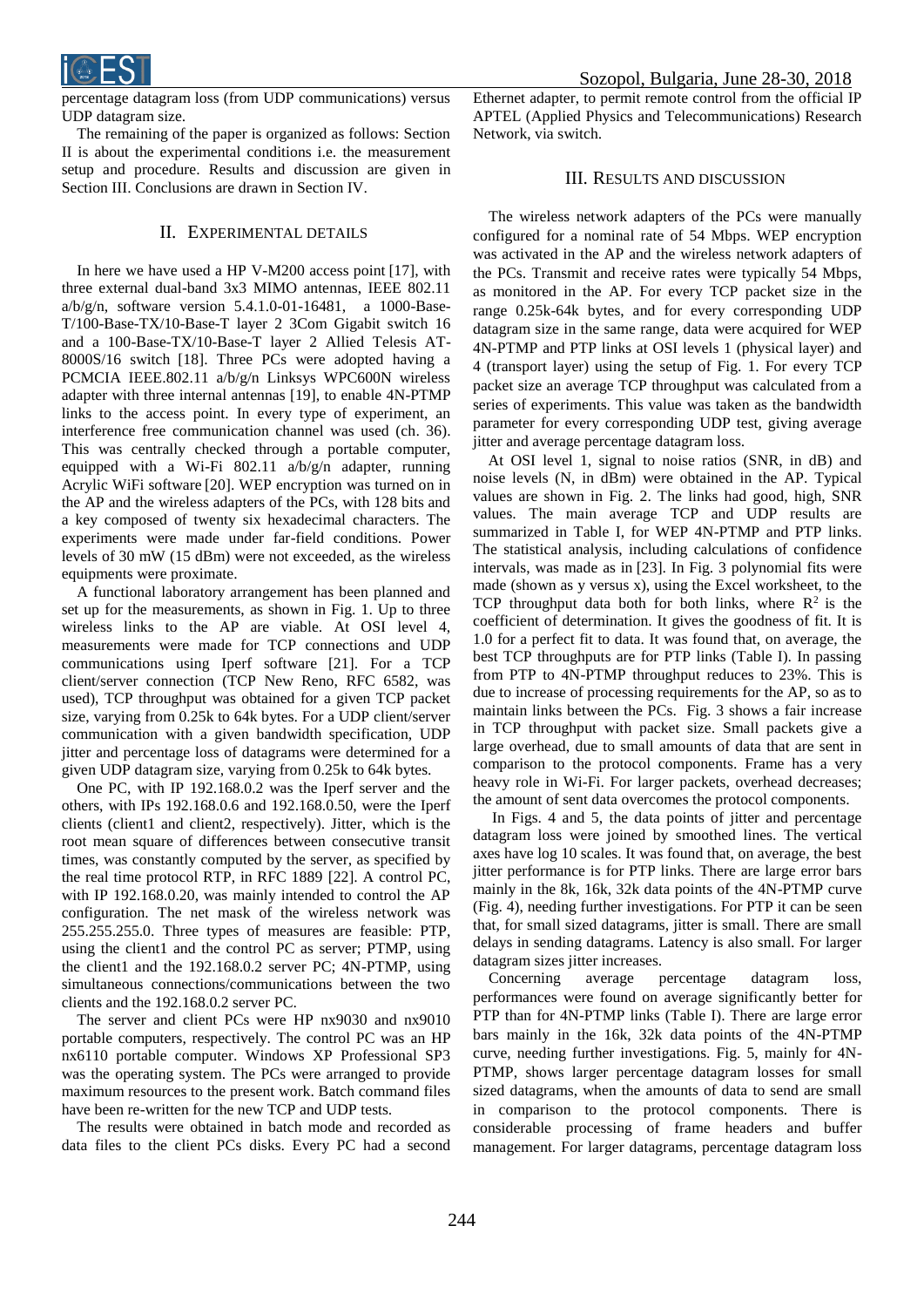percentage datagram loss (from UDP communications) versus UDP datagram size.

The remaining of the paper is organized as follows: Section II is about the experimental conditions i.e. the measurement setup and procedure. Results and discussion are given in Section III. Conclusions are drawn in Section IV.

## II. Experimental Details

In here we have used a HP V-M200 access point [17], with three external dual-band 3x3 MIMO antennas, IEEE 802.11 a/b/g/n, software version 5.4.1.0-01-16481, a 1000-Base-T/100-Base-TX/10-Base-T layer 2 3Com Gigabit switch 16 and a 100-Base-TX/10-Base-T layer 2 Allied Telesis AT-8000S/16 switch [18]. Three PCs were adopted having a PCMCIA IEEE.802.11 a/b/g/n Linksys WPC600N wireless adapter with three internal antennas [19], to enable 4N-PTMP links to the access point. In every type of experiment, an interference free communication channel was used (ch. 36). This was centrally checked through a portable computer, equipped with a Wi-Fi 802.11 a/b/g/n adapter, running Acrylic WiFi software [20]. WEP encryption was turned on in the AP and the wireless adapters of the PCs, with 128 bits and a key composed of twenty six hexadecimal characters. The experiments were made under far-field conditions. Power levels of 30 mW (15 dBm) were not exceeded, as the wireless equipments were proximate.

A functional laboratory arrangement has been planned and set up for the measurements, as shown in Fig. 1. Up to three wireless links to the AP are viable. At OSI level 4, measurements were made for TCP connections and UDP communications using Iperf software [21]. For a TCP client/server connection (TCP New Reno, RFC 6582, was used), TCP throughput was obtained for a given TCP packet size, varying from 0.25k to 64k bytes. For a UDP client/server communication with a given bandwidth specification, UDP jitter and percentage loss of datagrams were determined for a given UDP datagram size, varying from 0.25k to 64k bytes.

One PC, with IP 192.168.0.2 was the Iperf server and the others, with IPs 192.168.0.6 and 192.168.0.50, were the Iperf clients (client1 and client2, respectively). Jitter, which is the root mean square of differences between consecutive transit times, was constantly computed by the server, as specified by the real time protocol RTP, in RFC 1889 [22]. A control PC, with IP 192.168.0.20, was mainly intended to control the AP configuration. The net mask of the wireless network was 255.255.255.0. Three types of measures are feasible: PTP, using the client1 and the control PC as server; PTMP, using the client1 and the 192.168.0.2 server PC; 4N-PTMP, using simultaneous connections/communications between the two clients and the 192.168.0.2 server PC.

The server and client PCs were HP nx9030 and nx9010 portable computers, respectively. The control PC was an HP nx6110 portable computer. Windows XP Professional SP3 was the operating system. The PCs were arranged to provide maximum resources to the present work. Batch command files have been re-written for the new TCP and UDP tests.

The results were obtained in batch mode and recorded as data files to the client PCs disks. Every PC had a second Ethernet adapter, to permit remote control from the official IP APTEL (Applied Physics and Telecommunications) Research Network, via switch.

## III. Results and Discussion

The wireless network adapters of the PCs were manually configured for a nominal rate of 54 Mbps. WEP encryption was activated in the AP and the wireless network adapters of the PCs. Transmit and receive rates were typically 54 Mbps, as monitored in the AP. For every TCP packet size in the range 0.25k-64k bytes, and for every corresponding UDP datagram size in the same range, data were acquired for WEP 4N-PTMP and PTP links at OSI levels 1 (physical layer) and 4 (transport layer) using the setup of Fig. 1. For every TCP packet size an average TCP throughput was calculated from a series of experiments. This value was taken as the bandwidth parameter for every corresponding UDP test, giving average jitter and average percentage datagram loss.

At OSI level 1, signal to noise ratios (SNR, in dB) and noise levels (N, in dBm) were obtained in the AP. Typical values are shown in Fig. 2. The links had good, high, SNR values. The main average TCP and UDP results are summarized in Table I, for WEP 4N-PTMP and PTP links. The statistical analysis, including calculations of confidence intervals, was made as in [23]. In Fig. 3 polynomial fits were made (shown as y versus x), using the Excel worksheet, to the TCP throughput data both for both links, where $R^2$ is the coefficient of determination. It gives the goodness of fit. It is 1.0 for a perfect fit to data. It was found that, on average, the best TCP throughputs are for PTP links (Table I). In passing from PTP to 4N-PTMP throughput reduces to 23%. This is due to increase of processing requirements for the AP, so as to maintain links between the PCs. Fig. 3 shows a fair increase in TCP throughput with packet size. Small packets give a large overhead, due to small amounts of data that are sent in comparison to the protocol components. Frame has a very heavy role in Wi-Fi. For larger packets, overhead decreases; the amount of sent data overcomes the protocol components.

In Figs. 4 and 5, the data points of jitter and percentage datagram loss were joined by smoothed lines. The vertical axes have log 10 scales. It was found that, on average, the best jitter performance is for PTP links. There are large error bars mainly in the 8k, 16k, 32k data points of the 4N-PTMP curve (Fig. 4), needing further investigations. For PTP it can be seen that, for small sized datagrams, jitter is small. There are small delays in sending datagrams. Latency is also small. For larger datagram sizes jitter increases.

Concerning average percentage datagram loss, performances were found on average significantly better for PTP than for 4N-PTMP links (Table I). There are large error bars mainly in the 16k, 32k data points of the 4N-PTMP curve, needing further investigations. Fig. 5, mainly for 4N-PTMP, shows larger percentage datagram losses for small sized datagrams, when the amounts of data to send are small in comparison to the protocol components. There is considerable processing of frame headers and buffer management. For larger datagrams, percentage datagram loss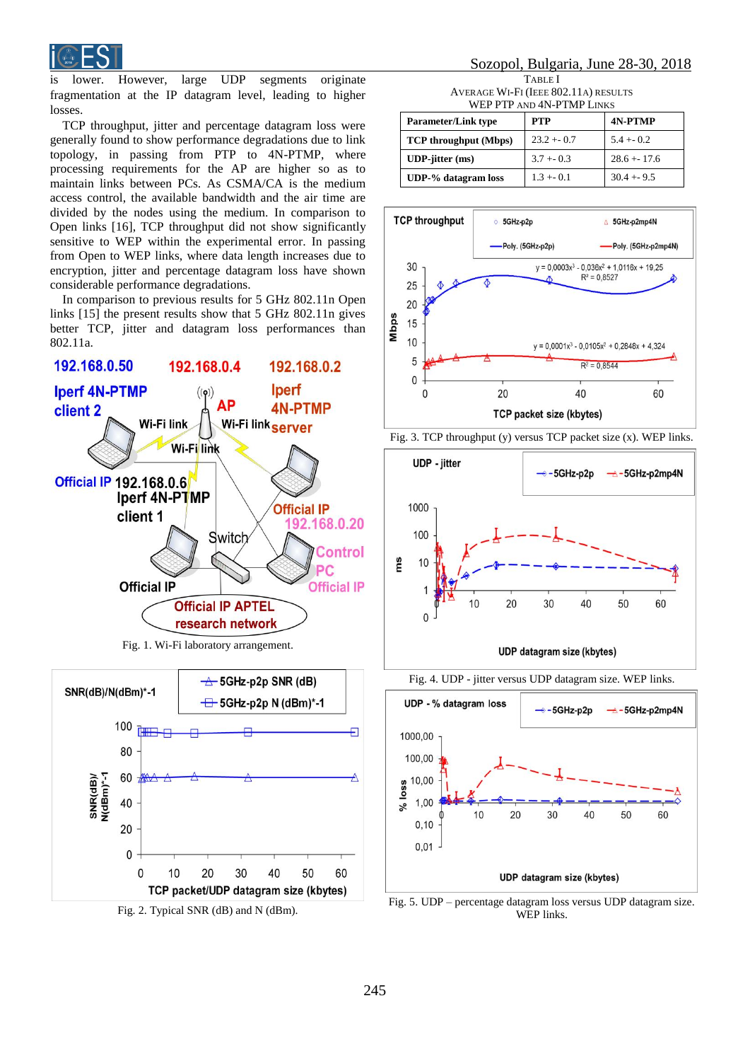is lower. However, large UDP segments originate fragmentation at the IP datagram level, leading to higher losses.

TCP throughput, jitter and percentage datagram loss were generally found to show performance degradations due to link topology, in passing from PTP to 4N-PTMP, where processing requirements for the AP are higher so as to maintain links between PCs. As CSMA/CA is the medium access control, the available bandwidth and the air time are divided by the nodes using the medium. In comparison to Open links [16], TCP throughput did not show significantly sensitive to WEP within the experimental error. In passing from Open to WEP links, where data length increases due to encryption, jitter and percentage datagram loss have shown considerable performance degradations.

In comparison to previous results for 5 GHz 802.11n Open links [15] the present results show that 5 GHz 802.11n gives better TCP, jitter and datagram loss performances than 802.11a.

Fig. 1. Wi-Fi laboratory arrangement.

Fig. 2. Typical SNR (dB) and N (dBm).

TABLE I
AVERAGE WI-FI (IEEE 802.11A) RESULTS
WEP PTP AND 4N-PTMP LINKS

| Parameter/Link type | PTP | 4N-PTMP |
|---|---|---|
| TCP throughput (Mbps) | 23.2 +- 0.7 | 5.4 +- 0.2 |
| UDP-jitter (ms) | 3.7 +- 0.3 | 28.6 +- 17.6 |
| UDP-% datagram loss | 1.3 +- 0.1 | 30.4 +- 9.5 |

Fig. 3. TCP throughput (y) versus TCP packet size (x). WEP links.

Fig. 4. UDP - jitter versus UDP datagram size. WEP links.

Fig. 5. UDP – percentage datagram loss versus UDP datagram size. WEP links.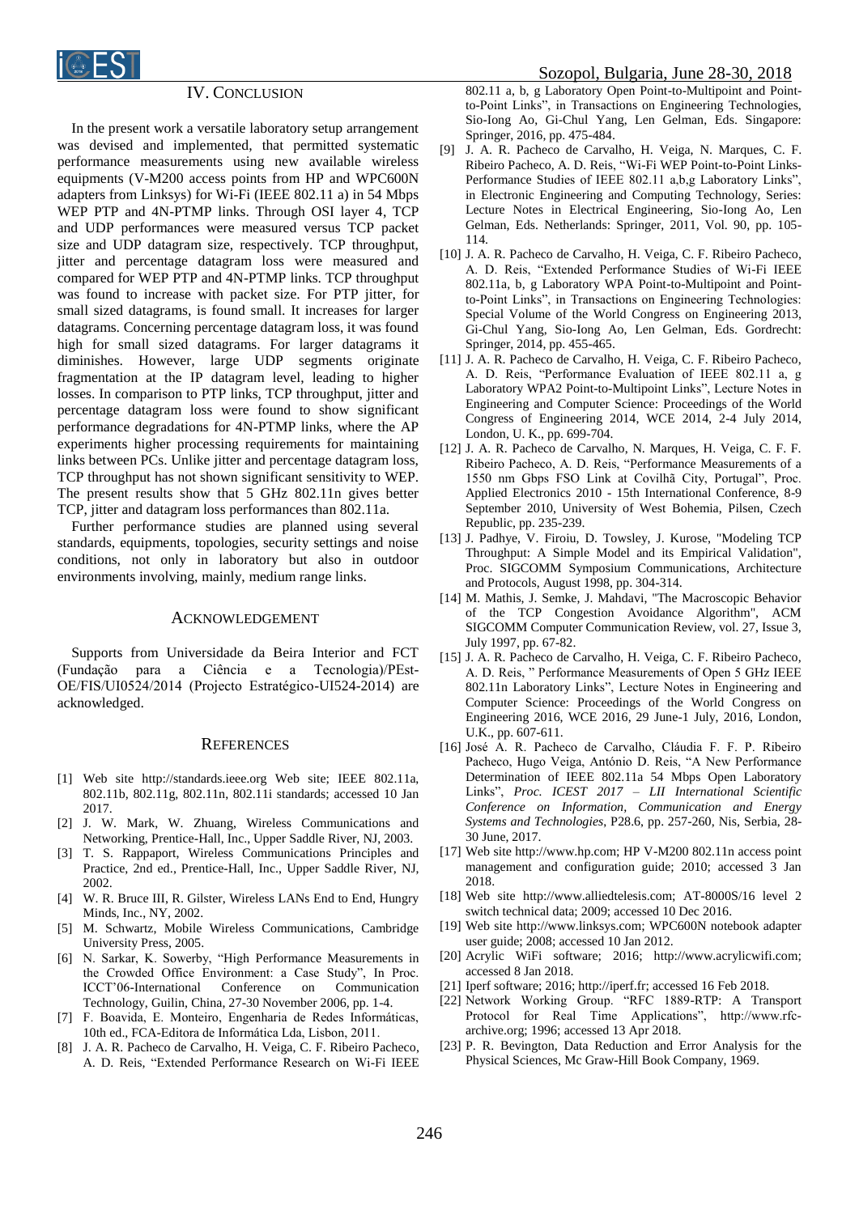## IV. Conclusion

In the present work a versatile laboratory setup arrangement was devised and implemented, that permitted systematic performance measurements using new available wireless equipments (V-M200 access points from HP and WPC600N adapters from Linksys) for Wi-Fi (IEEE 802.11 a) in 54 Mbps WEP PTP and 4N-PTMP links. Through OSI layer 4, TCP and UDP performances were measured versus TCP packet size and UDP datagram size, respectively. TCP throughput, jitter and percentage datagram loss were measured and compared for WEP PTP and 4N-PTMP links. TCP throughput was found to increase with packet size. For PTP jitter, for small sized datagrams, is found small. It increases for larger datagrams. Concerning percentage datagram loss, it was found high for small sized datagrams. For larger datagrams it diminishes. However, large UDP segments originate fragmentation at the IP datagram level, leading to higher losses. In comparison to PTP links, TCP throughput, jitter and percentage datagram loss were found to show significant performance degradations for 4N-PTMP links, where the AP experiments higher processing requirements for maintaining links between PCs. Unlike jitter and percentage datagram loss, TCP throughput has not shown significant sensitivity to WEP. The present results show that 5 GHz 802.11n gives better TCP, jitter and datagram loss performances than 802.11a.

Further performance studies are planned using several standards, equipments, topologies, security settings and noise conditions, not only in laboratory but also in outdoor environments involving, mainly, medium range links.

## Acknowledgement

Supports from Universidade da Beira Interior and FCT (Fundação para a Ciência e a Tecnologia)/PEst-OE/FIS/UI0524/2014 (Projecto Estratégico-UI524-2014) are acknowledged.

## References

[1] Web site http://standards.ieee.org Web site; IEEE 802.11a, 802.11b, 802.11g, 802.11n, 802.11i standards; accessed 10 Jan 2017.

[2] J. W. Mark, W. Zhuang, Wireless Communications and Networking, Prentice-Hall, Inc., Upper Saddle River, NJ, 2003.

[3] T. S. Rappaport, Wireless Communications Principles and Practice, 2nd ed., Prentice-Hall, Inc., Upper Saddle River, NJ, 2002.

[4] W. R. Bruce III, R. Gilster, Wireless LANs End to End, Hungry Minds, Inc., NY, 2002.

[5] M. Schwartz, Mobile Wireless Communications, Cambridge University Press, 2005.

[6] N. Sarkar, K. Sowerby, "High Performance Measurements in the Crowded Office Environment: a Case Study", In Proc. ICCT'06-International Conference on Communication Technology, Guilin, China, 27-30 November 2006, pp. 1-4.

[7] F. Boavida, E. Monteiro, Engenharia de Redes Informáticas, 10th ed., FCA-Editora de Informática Lda, Lisbon, 2011.

[8] J. A. R. Pacheco de Carvalho, H. Veiga, C. F. Ribeiro Pacheco, A. D. Reis, "Extended Performance Research on Wi-Fi IEEE 802.11 a, b, g Laboratory Open Point-to-Multipoint and Point-to-Point Links", in Transactions on Engineering Technologies, Sio-Iong Ao, Gi-Chul Yang, Len Gelman, Eds. Singapore: Springer, 2016, pp. 475-484.

[9] J. A. R. Pacheco de Carvalho, H. Veiga, N. Marques, C. F. Ribeiro Pacheco, A. D. Reis, "Wi-Fi WEP Point-to-Point Links-Performance Studies of IEEE 802.11 a,b,g Laboratory Links", in Electronic Engineering and Computing Technology, Series: Lecture Notes in Electrical Engineering, Sio-Iong Ao, Len Gelman, Eds. Netherlands: Springer, 2011, Vol. 90, pp. 105-114.

[10] J. A. R. Pacheco de Carvalho, H. Veiga, C. F. Ribeiro Pacheco, A. D. Reis, "Extended Performance Studies of Wi-Fi IEEE 802.11a, b, g Laboratory WPA Point-to-Multipoint and Point-to-Point Links", in Transactions on Engineering Technologies: Special Volume of the World Congress on Engineering 2013, Gi-Chul Yang, Sio-Iong Ao, Len Gelman, Eds. Gordrecht: Springer, 2014, pp. 455-465.

[11] J. A. R. Pacheco de Carvalho, H. Veiga, C. F. Ribeiro Pacheco, A. D. Reis, "Performance Evaluation of IEEE 802.11 a, g Laboratory WPA2 Point-to-Multipoint Links", Lecture Notes in Engineering and Computer Science: Proceedings of the World Congress of Engineering 2014, WCE 2014, 2-4 July 2014, London, U. K., pp. 699-704.

[12] J. A. R. Pacheco de Carvalho, N. Marques, H. Veiga, C. F. F. Ribeiro Pacheco, A. D. Reis, "Performance Measurements of a 1550 nm Gbps FSO Link at Covilhã City, Portugal", Proc. Applied Electronics 2010 - 15th International Conference, 8-9 September 2010, University of West Bohemia, Pilsen, Czech Republic, pp. 235-239.

[13] J. Padhye, V. Firoiu, D. Towsley, J. Kurose, "Modeling TCP Throughput: A Simple Model and its Empirical Validation", Proc. SIGCOMM Symposium Communications, Architecture and Protocols, August 1998, pp. 304-314.

[14] M. Mathis, J. Semke, J. Mahdavi, "The Macroscopic Behavior of the TCP Congestion Avoidance Algorithm", ACM SIGCOMM Computer Communication Review, vol. 27, Issue 3, July 1997, pp. 67-82.

[15] J. A. R. Pacheco de Carvalho, H. Veiga, C. F. Ribeiro Pacheco, A. D. Reis, " Performance Measurements of Open 5 GHz IEEE 802.11n Laboratory Links", Lecture Notes in Engineering and Computer Science: Proceedings of the World Congress on Engineering 2016, WCE 2016, 29 June-1 July, 2016, London, U.K., pp. 607-611.

[16] José A. R. Pacheco de Carvalho, Cláudia F. F. P. Ribeiro Pacheco, Hugo Veiga, António D. Reis, "A New Performance Determination of IEEE 802.11a 54 Mbps Open Laboratory Links", *Proc. ICEST 2017 – LII International Scientific Conference on Information, Communication and Energy Systems and Technologies*, P28.6, pp. 257-260, Nis, Serbia, 28-30 June, 2017.

[17] Web site http://www.hp.com; HP V-M200 802.11n access point management and configuration guide; 2010; accessed 3 Jan 2018.

[18] Web site http://www.alliedtelesis.com; AT-8000S/16 level 2 switch technical data; 2009; accessed 10 Dec 2016.

[19] Web site http://www.linksys.com; WPC600N notebook adapter user guide; 2008; accessed 10 Jan 2012.

[20] Acrylic WiFi software; 2016; http://www.acrylicwifi.com; accessed 8 Jan 2018.

[21] Iperf software; 2016; http://iperf.fr; accessed 16 Feb 2018.

[22] Network Working Group. "RFC 1889-RTP: A Transport Protocol for Real Time Applications", http://www.rfc-archive.org; 1996; accessed 13 Apr 2018.

[23] P. R. Bevington, Data Reduction and Error Analysis for the Physical Sciences, Mc Graw-Hill Book Company, 1969.